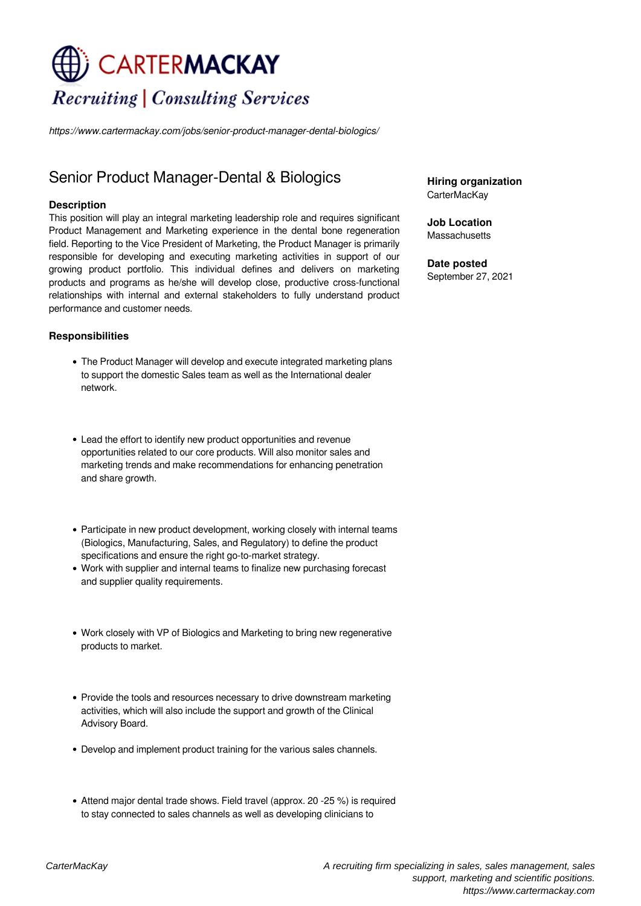# CARTERMACKAY

*Recruiting | Consulting Services*

*https://www.cartermackay.com/jobs/senior-product-manager-dental-biologics/*

## Senior Product Manager-Dental & Biologics

**Hiring organization**
CarterMacKay

**Job Location**
Massachusetts

**Date posted**
September 27, 2021

### Description

This position will play an integral marketing leadership role and requires significant Product Management and Marketing experience in the dental bone regeneration field. Reporting to the Vice President of Marketing, the Product Manager is primarily responsible for developing and executing marketing activities in support of our growing product portfolio. This individual defines and delivers on marketing products and programs as he/she will develop close, productive cross-functional relationships with internal and external stakeholders to fully understand product performance and customer needs.

### Responsibilities

- The Product Manager will develop and execute integrated marketing plans to support the domestic Sales team as well as the International dealer network.
- Lead the effort to identify new product opportunities and revenue opportunities related to our core products. Will also monitor sales and marketing trends and make recommendations for enhancing penetration and share growth.
- Participate in new product development, working closely with internal teams (Biologics, Manufacturing, Sales, and Regulatory) to define the product specifications and ensure the right go-to-market strategy.
- Work with supplier and internal teams to finalize new purchasing forecast and supplier quality requirements.
- Work closely with VP of Biologics and Marketing to bring new regenerative products to market.
- Provide the tools and resources necessary to drive downstream marketing activities, which will also include the support and growth of the Clinical Advisory Board.
- Develop and implement product training for the various sales channels.
- Attend major dental trade shows. Field travel (approx. 20 -25 %) is required to stay connected to sales channels as well as developing clinicians to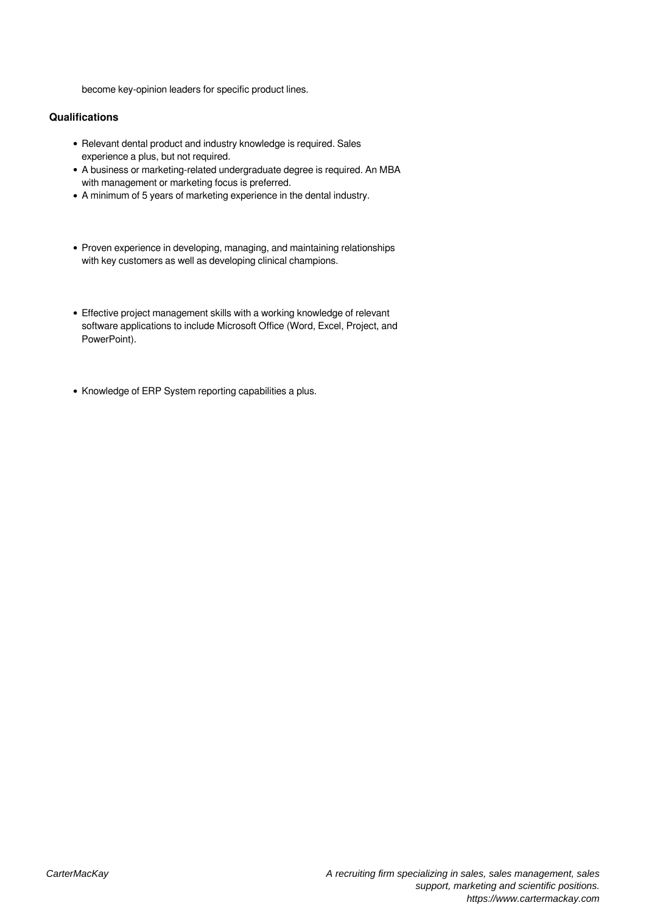become key-opinion leaders for specific product lines.

### Qualifications

- Relevant dental product and industry knowledge is required. Sales experience a plus, but not required.
- A business or marketing-related undergraduate degree is required. An MBA with management or marketing focus is preferred.
- A minimum of 5 years of marketing experience in the dental industry.
- Proven experience in developing, managing, and maintaining relationships with key customers as well as developing clinical champions.
- Effective project management skills with a working knowledge of relevant software applications to include Microsoft Office (Word, Excel, Project, and PowerPoint).
- Knowledge of ERP System reporting capabilities a plus.